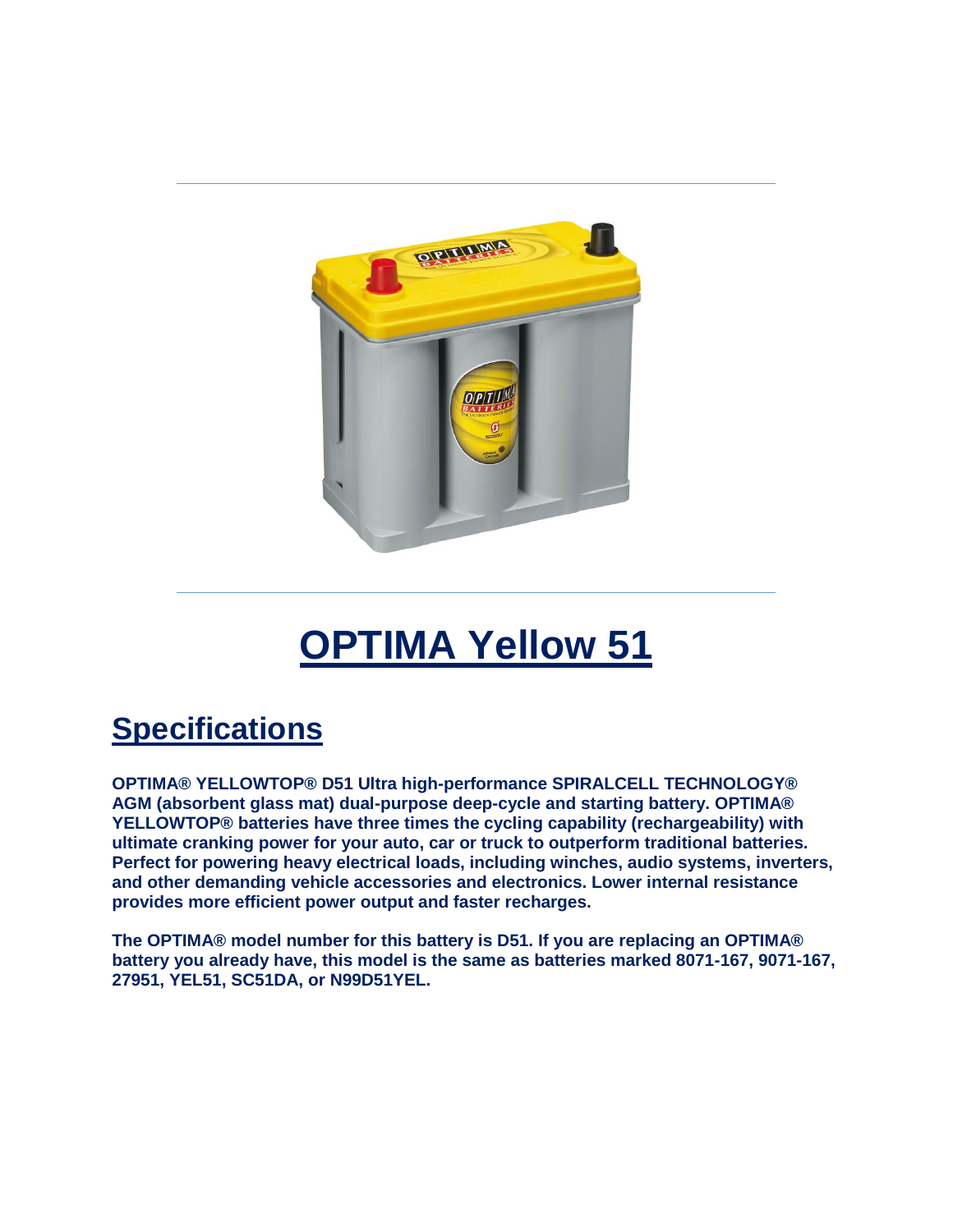# OPTIMA Yellow 51

## Specifications

**OPTIMA® YELLOWTOP® D51 Ultra high-performance SPIRALCELL TECHNOLOGY® AGM (absorbent glass mat) dual-purpose deep-cycle and starting battery. OPTIMA® YELLOWTOP® batteries have three times the cycling capability (rechargeability) with ultimate cranking power for your auto, car or truck to outperform traditional batteries. Perfect for powering heavy electrical loads, including winches, audio systems, inverters, and other demanding vehicle accessories and electronics. Lower internal resistance provides more efficient power output and faster recharges.**

**The OPTIMA® model number for this battery is D51. If you are replacing an OPTIMA® battery you already have, this model is the same as batteries marked 8071-167, 9071-167, 27951, YEL51, SC51DA, or N99D51YEL.**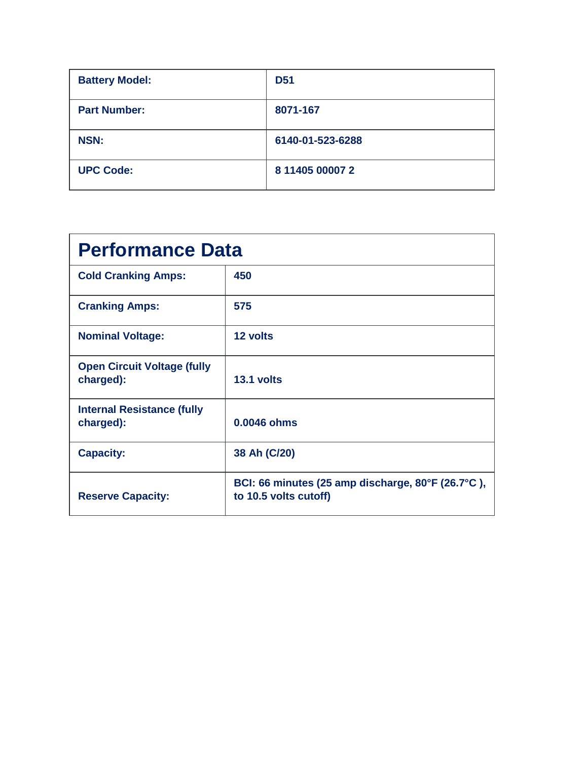| Battery Model: | D51 |
|---|---|
| Part Number: | 8071-167 |
| NSN: | 6140-01-523-6288 |
| UPC Code: | 8 11405 00007 2 |

## Performance Data

| | |
|---|---|
| Cold Cranking Amps: | 450 |
| Cranking Amps: | 575 |
| Nominal Voltage: | 12 volts |
| Open Circuit Voltage (fully charged): | 13.1 volts |
| Internal Resistance (fully charged): | 0.0046 ohms |
| Capacity: | 38 Ah (C/20) |
| Reserve Capacity: | BCI: 66 minutes (25 amp discharge, 80°F (26.7°C ), to 10.5 volts cutoff) |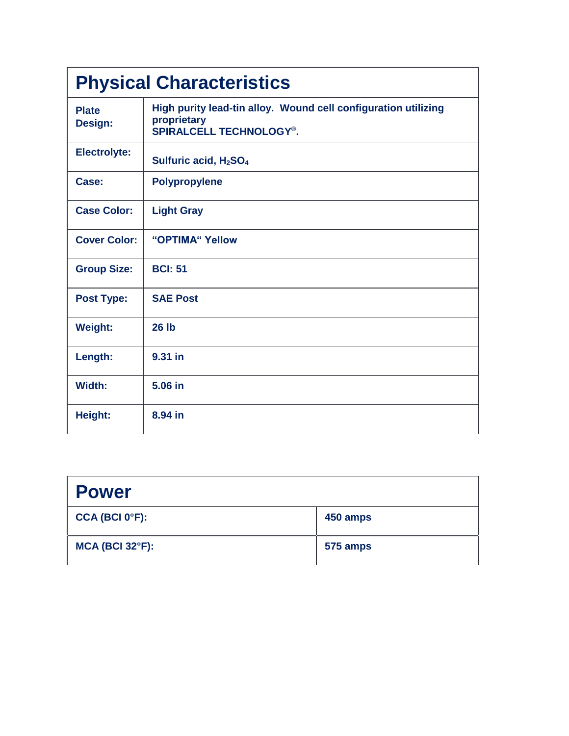| Physical Characteristics | |
|---|---|
| **Plate Design:** | **High purity lead-tin alloy. Wound cell configuration utilizing proprietary SPIRALCELL TECHNOLOGY®.** |
| **Electrolyte:** | **Sulfuric acid, $H_2SO_4$** |
| **Case:** | **Polypropylene** |
| **Case Color:** | **Light Gray** |
| **Cover Color:** | **"OPTIMA" Yellow** |
| **Group Size:** | **BCI: 51** |
| **Post Type:** | **SAE Post** |
| **Weight:** | **26 lb** |
| **Length:** | **9.31 in** |
| **Width:** | **5.06 in** |
| **Height:** | **8.94 in** |

| Power | |
|---|---|
| **CCA (BCI 0°F):** | **450 amps** |
| **MCA (BCI 32°F):** | **575 amps** |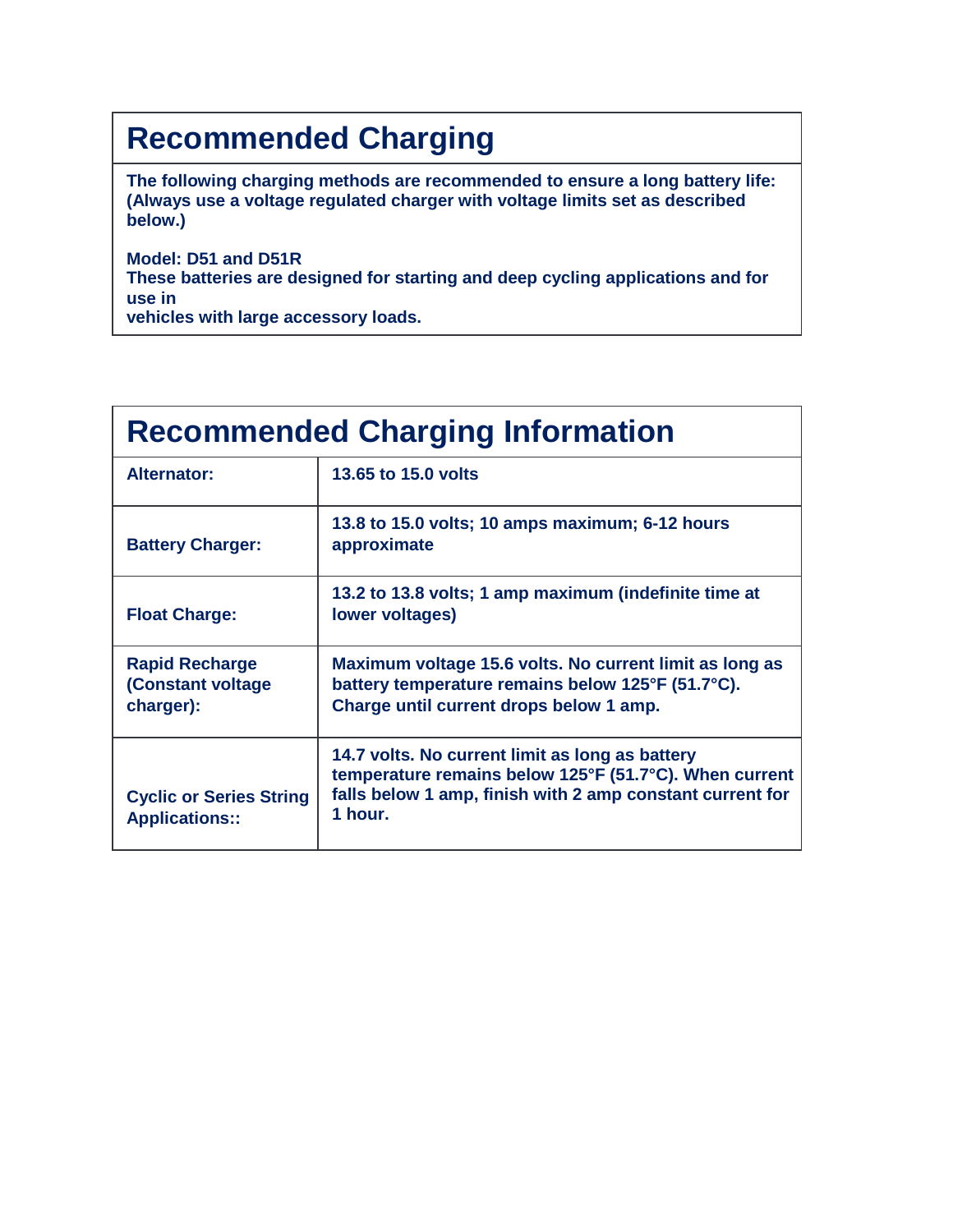## Recommended Charging

**The following charging methods are recommended to ensure a long battery life: (Always use a voltage regulated charger with voltage limits set as described below.)**

**Model: D51 and D51R**
**These batteries are designed for starting and deep cycling applications and for use in vehicles with large accessory loads.**

## Recommended Charging Information

| | |
|---|---|
| **Alternator:** | **13.65 to 15.0 volts** |
| **Battery Charger:** | **13.8 to 15.0 volts; 10 amps maximum; 6-12 hours approximate** |
| **Float Charge:** | **13.2 to 13.8 volts; 1 amp maximum (indefinite time at lower voltages)** |
| **Rapid Recharge (Constant voltage charger):** | **Maximum voltage 15.6 volts. No current limit as long as battery temperature remains below 125°F (51.7°C). Charge until current drops below 1 amp.** |
| **Cyclic or Series String Applications::** | **14.7 volts. No current limit as long as battery temperature remains below 125°F (51.7°C). When current falls below 1 amp, finish with 2 amp constant current for 1 hour.** |